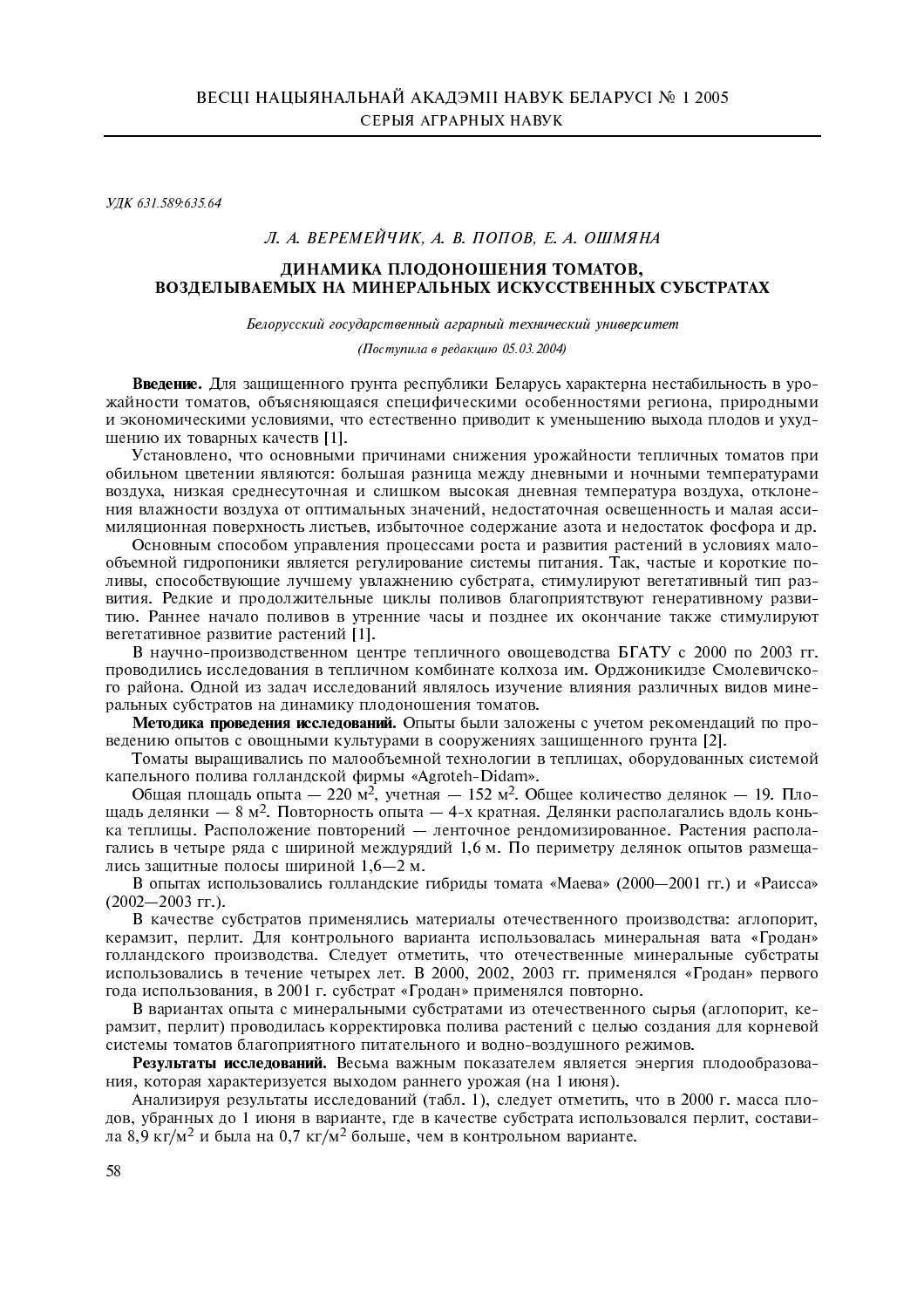УДК 631.589:635.64

*Л. А. ВЕРЕМЕЙЧИК, А. В. ПОПОВ, Е. А. ОШМЯНА*

# ДИНАМИКА ПЛОДОНОШЕНИЯ ТОМАТОВ, ВОЗДЕЛЫВАЕМЫХ НА МИНЕРАЛЬНЫХ ИСКУССТВЕННЫХ СУБСТРАТАХ

*Белорусский государственный аграрный технический университет*

*(Поступила в редакцию 05.03.2004)*

**Введение.** Для защищенного грунта республики Беларусь характерна нестабильность в урожайности томатов, объясняющаяся специфическими особенностями региона, природными и экономическими условиями, что естественно приводит к уменьшению выхода плодов и ухудшению их товарных качеств [1].

Установлено, что основными причинами снижения урожайности тепличных томатов при обильном цветении являются: большая разница между дневными и ночными температурами воздуха, низкая среднесуточная и слишком высокая дневная температура воздуха, отклонения влажности воздуха от оптимальных значений, недостаточная освещенность и малая ассимиляционная поверхность листьев, избыточное содержание азота и недостаток фосфора и др.

Основным способом управления процессами роста и развития растений в условиях малообъемной гидропоники является регулирование системы питания. Так, частые и короткие поливы, способствующие лучшему увлажнению субстрата, стимулируют вегетативный тип развития. Редкие и продолжительные циклы поливов благоприятствуют генеративному развитию. Раннее начало поливов в утренние часы и позднее их окончание также стимулируют вегетативное развитие растений [1].

В научно-производственном центре тепличного овощеводства БГАТУ с 2000 по 2003 гг. проводились исследования в тепличном комбинате колхоза им. Орджоникидзе Смолевичского района. Одной из задач исследований являлось изучение влияния различных видов минеральных субстратов на динамику плодоношения томатов.

**Методика проведения исследований.** Опыты были заложены с учетом рекомендаций по проведению опытов с овощными культурами в сооружениях защищенного грунта [2].

Томаты выращивались по малообъемной технологии в теплицах, оборудованных системой капельного полива голландской фирмы «Agroteh-Didam».

Общая площадь опыта — 220 м$^2$, учетная — 152 м$^2$. Общее количество делянок — 19. Площадь делянки — 8 м$^2$. Повторность опыта — 4-х кратная. Делянки располагались вдоль конька теплицы. Расположение повторений — ленточное рендомизированное. Растения располагались в четыре ряда с шириной междурядий 1,6 м. По периметру делянок опытов размещались защитные полосы шириной 1,6—2 м.

В опытах использовались голландские гибриды томата «Маева» (2000—2001 гг.) и «Раисса» (2002—2003 гг.).

В качестве субстратов применялись материалы отечественного производства: аглопорит, керамзит, перлит. Для контрольного варианта использовалась минеральная вата «Гродан» голландского производства. Следует отметить, что отечественные минеральные субстраты использовались в течение четырех лет. В 2000, 2002, 2003 гг. применялся «Гродан» первого года использования, в 2001 г. субстрат «Гродан» применялся повторно.

В вариантах опыта с минеральными субстратами из отечественного сырья (аглопорит, керамзит, перлит) проводилась корректировка полива растений с целью создания для корневой системы томатов благоприятного питательного и водно-воздушного режимов.

**Результаты исследований.** Весьма важным показателем является энергия плодообразования, которая характеризуется выходом раннего урожая (на 1 июня).

Анализируя результаты исследований (табл. 1), следует отметить, что в 2000 г. масса плодов, убранных до 1 июня в варианте, где в качестве субстрата использовался перлит, составила 8,9 кг/м$^2$ и была на 0,7 кг/м$^2$ больше, чем в контрольном варианте.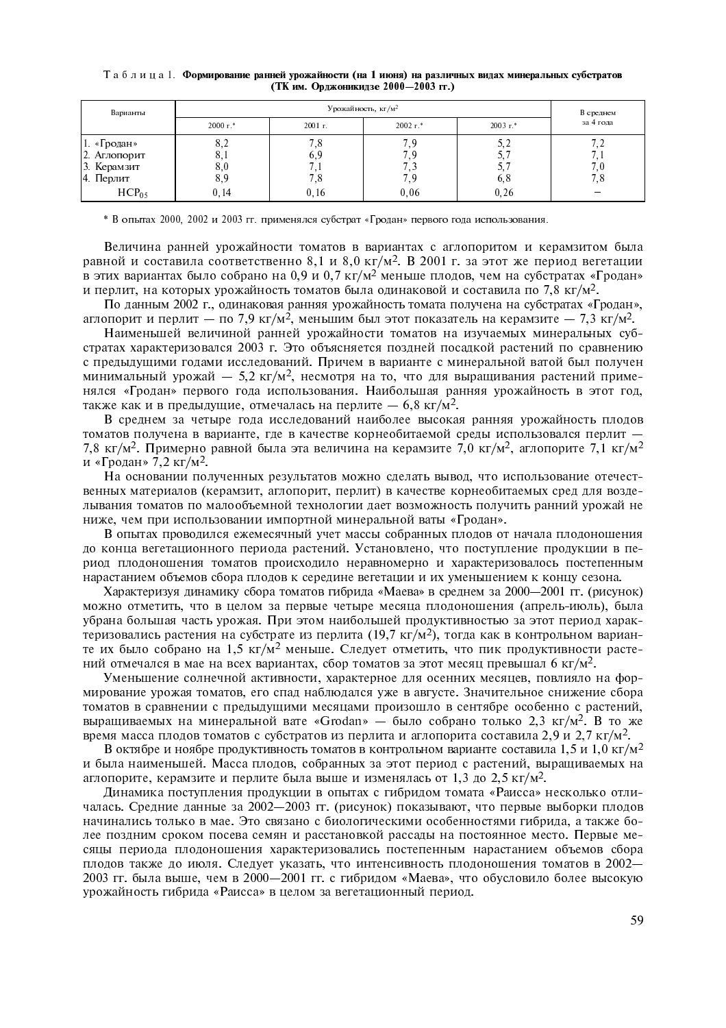Т а б л и ц а 1. **Формирование ранней урожайности (на 1 июня) на различных видах минеральных субстратов (ТК им. Орджоникидзе 2000—2003 гг.)**

| Варианты | Урожайность, кг/м² | | | | В среднем за 4 года |
|---|---|---|---|---|---|
| | 2000 г.* | 2001 г. | 2002 г.* | 2003 г.* | |
| 1. «Гродан» | 8,2 | 7,8 | 7,9 | 5,2 | 7,2 |
| 2. Аглопорит | 8,1 | 6,9 | 7,9 | 5,7 | 7,1 |
| 3. Керамзит | 8,0 | 7,1 | 7,3 | 5,7 | 7,0 |
| 4. Перлит | 8,9 | 7,8 | 7,9 | 6,8 | 7,8 |
| $НСР_{05}$ | 0,14 | 0,16 | 0,06 | 0,26 | – |

\* В опытах 2000, 2002 и 2003 гг. применялся субстрат «Гродан» первого года использования.

Величина ранней урожайности томатов в вариантах с аглопоритом и керамзитом была равной и составила соответственно 8,1 и 8,0 кг/м². В 2001 г. за этот же период вегетации в этих вариантах было собрано на 0,9 и 0,7 кг/м² меньше плодов, чем на субстратах «Гродан» и перлит, на которых урожайность томатов была одинаковой и составила по 7,8 кг/м².

По данным 2002 г., одинаковая ранняя урожайность томата получена на субстратах «Гродан», аглопорит и перлит — по 7,9 кг/м², меньшим был этот показатель на керамзите — 7,3 кг/м².

Наименьшей величиной ранней урожайности томатов на изучаемых минеральных субстратах характеризовался 2003 г. Это объясняется поздней посадкой растений по сравнению с предыдущими годами исследований. Причем в варианте с минеральной ватой был получен минимальный урожай — 5,2 кг/м², несмотря на то, что для выращивания растений применялся «Гродан» первого года использования. Наибольшая ранняя урожайность в этот год, также как и в предыдущие, отмечалась на перлите — 6,8 кг/м².

В среднем за четыре года исследований наиболее высокая ранняя урожайность плодов томатов получена в варианте, где в качестве корнеобитаемой среды использовался перлит — 7,8 кг/м². Примерно равной была эта величина на керамзите 7,0 кг/м², аглопорите 7,1 кг/м² и «Гродан» 7,2 кг/м².

На основании полученных результатов можно сделать вывод, что использование отечественных материалов (керамзит, аглопорит, перлит) в качестве корнеобитаемых сред для возделывания томатов по малообъемной технологии дает возможность получить ранний урожай не ниже, чем при использовании импортной минеральной ваты «Гродан».

В опытах проводился ежемесячный учет массы собранных плодов от начала плодоношения до конца вегетационного периода растений. Установлено, что поступление продукции в период плодоношения томатов происходило неравномерно и характеризовалось постепенным нарастанием объемов сбора плодов к середине вегетации и их уменьшением к концу сезона.

Характеризуя динамику сбора томатов гибрида «Маева» в среднем за 2000—2001 гг. (рисунок) можно отметить, что в целом за первые четыре месяца плодоношения (апрель-июль), была убрана большая часть урожая. При этом наибольшей продуктивностью за этот период характеризовались растения на субстрате из перлита (19,7 кг/м²), тогда как в контрольном варианте их было собрано на 1,5 кг/м² меньше. Следует отметить, что пик продуктивности растений отмечался в мае на всех вариантах, сбор томатов за этот месяц превышал 6 кг/м².

Уменьшение солнечной активности, характерное для осенних месяцев, повлияло на формирование урожая томатов, его спад наблюдался уже в августе. Значительное снижение сбора томатов в сравнении с предыдущими месяцами произошло в сентябре особенно с растений, выращиваемых на минеральной вате «Grodan» — было собрано только 2,3 кг/м². В то же время масса плодов томатов с субстратов из перлита и аглопорита составила 2,9 и 2,7 кг/м².

В октябре и ноябре продуктивность томатов в контрольном варианте составила 1,5 и 1,0 кг/м² и была наименьшей. Масса плодов, собранных за этот период с растений, выращиваемых на аглопорите, керамзите и перлите была выше и изменялась от 1,3 до 2,5 кг/м².

Динамика поступления продукции в опытах с гибридом томата «Раисса» несколько отличалась. Средние данные за 2002—2003 гг. (рисунок) показывают, что первые выборки плодов начинались только в мае. Это связано с биологическими особенностями гибрида, а также более поздним сроком посева семян и расстановкой рассады на постоянное место. Первые месяцы периода плодоношения характеризовались постепенным нарастанием объемов сбора плодов также до июля. Следует указать, что интенсивность плодоношения томатов в 2002—2003 гг. была выше, чем в 2000—2001 гг. с гибридом «Маева», что обусловило более высокую урожайность гибрида «Раисса» в целом за вегетационный период.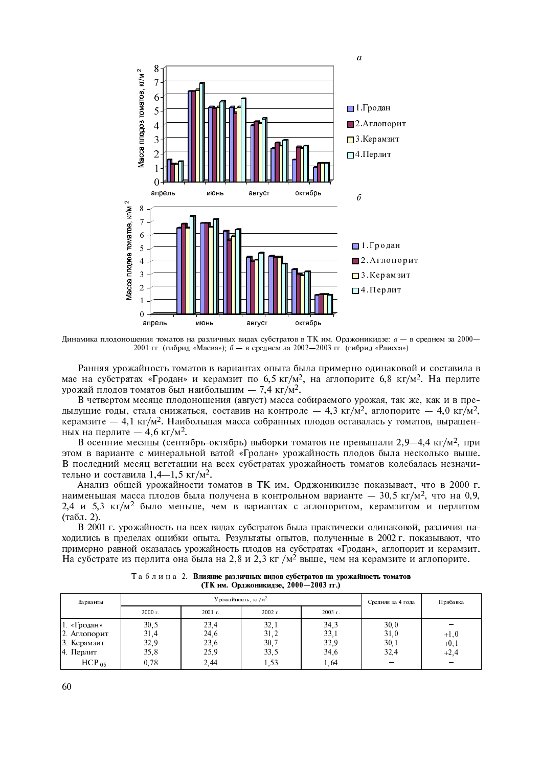*а*

Масса плодов томатов, кг/м²

8
7
6
5
4
3
2
1
0

апрель июнь август октябрь

1.Гродан
2.Аглопорит
3.Керамзит
4.Перлит

*б*

Масса плодов томатов, кг/м²

8
7
6
5
4
3
2
1
0

апрель июнь август октябрь

1.Гродан
2.Аглопорит
3.Керамзит
4.Перлит

Динамика плодоношения томатов на различных видах субстратов в ТК им. Орджоникидзе: *а* — в среднем за 2000—2001 гг. (гибрид «Маева»); *б* — в среднем за 2002—2003 гг. (гибрид «Раисса»)

Ранняя урожайность томатов в вариантах опыта была примерно одинаковой и составила в мае на субстратах «Гродан» и керамзит по 6,5 кг/м², на аглопорите 6,8 кг/м². На перлите урожай плодов томатов был наибольшим — 7,4 кг/м².

В четвертом месяце плодоношения (август) масса собираемого урожая, так же, как и в предыдущие годы, стала снижаться, составив на контроле — 4,3 кг/м², аглопорите — 4,0 кг/м², керамзите — 4,1 кг/м². Наибольшая масса собранных плодов оставалась у томатов, выращенных на перлите — 4,6 кг/м².

В осенние месяцы (сентябрь-октябрь) выборки томатов не превышали 2,9—4,4 кг/м², при этом в варианте с минеральной ватой «Гродан» урожайность плодов была несколько выше. В последний месяц вегетации на всех субстратах урожайность томатов колебалась незначительно и составила 1,4—1,5 кг/м².

Анализ общей урожайности томатов в ТК им. Орджоникидзе показывает, что в 2000 г. наименьшая масса плодов была получена в контрольном варианте — 30,5 кг/м², что на 0,9, 2,4 и 5,3 кг/м² было меньше, чем в вариантах с аглопоритом, керамзитом и перлитом (табл. 2).

В 2001 г. урожайность на всех видах субстратов была практически одинаковой, различия находились в пределах ошибки опыта. Результаты опытов, полученные в 2002 г. показывают, что примерно равной оказалась урожайность плодов на субстратах «Гродан», аглопорит и керамзит. На субстрате из перлита она была на 2,8 и 2,3 кг /м² выше, чем на керамзите и аглопорите.

Таблица 2. **Влияние различных видов субстратов на урожайность томатов (ТК им. Орджоникидзе, 2000—2003 гг.)**

| Варианты | Урожайность, кг/м² | | | | Средняя за 4 года | Прибавка |
|---|---|---|---|---|---|---|
| | 2000 г. | 2001 г. | 2002 г. | 2003 г. | | |
| 1. «Гродан» | 30,5 | 23,4 | 32,1 | 34,3 | 30,0 | – |
| 2. Аглопорит | 31,4 | 24,6 | 31,2 | 33,1 | 31,0 | +1,0 |
| 3. Керамзит | 32,9 | 23,6 | 30,7 | 32,9 | 30,1 | +0,1 |
| 4. Перлит | 35,8 | 25,9 | 33,5 | 34,6 | 32,4 | +2,4 |
| $НСР_{05}$ | 0,78 | 2,44 | 1,53 | 1,64 | – | – |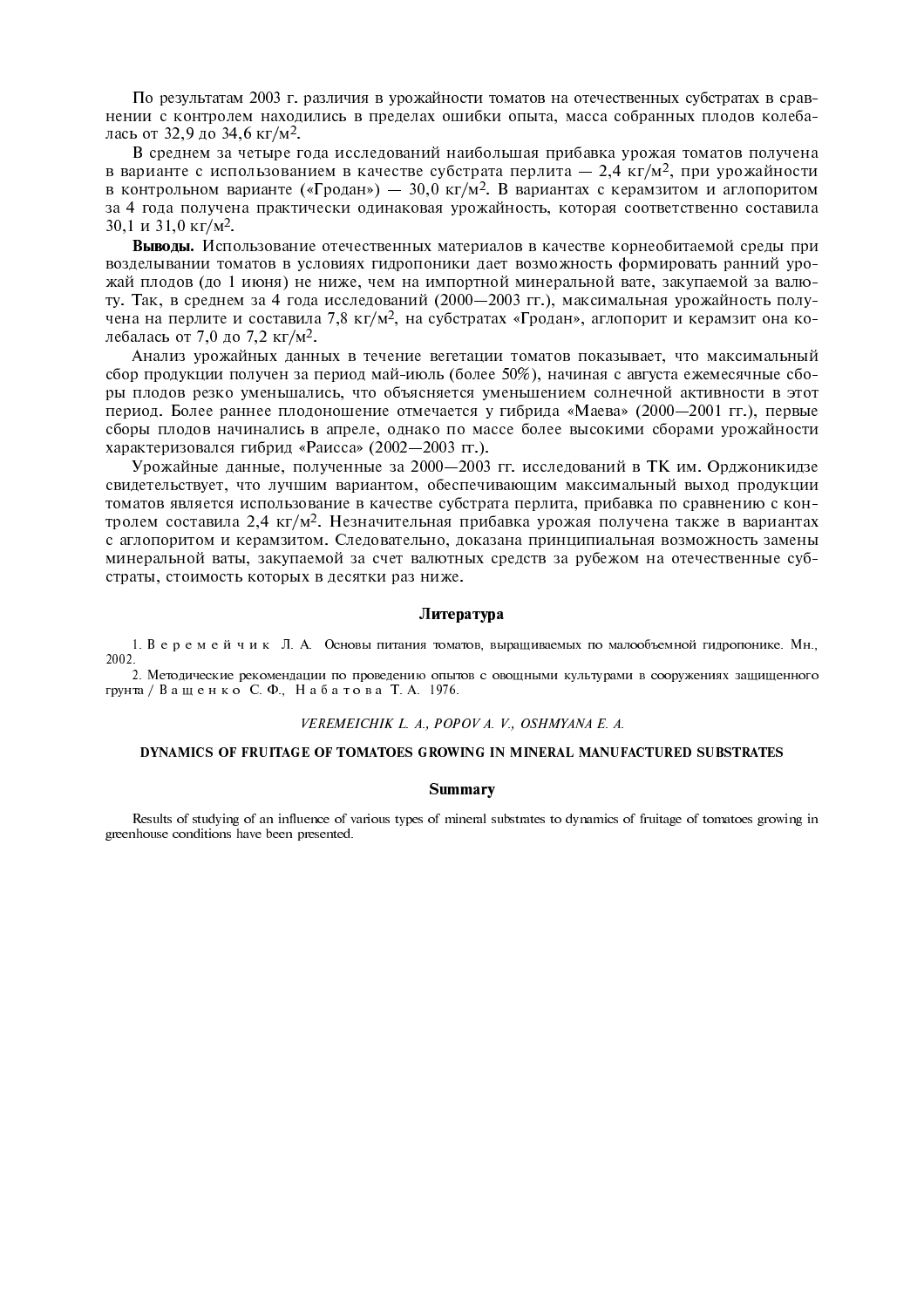По результатам 2003 г. различия в урожайности томатов на отечественных субстратах в сравнении с контролем находились в пределах ошибки опыта, масса собранных плодов колебалась от 32,9 до 34,6 кг/м$^2$.

В среднем за четыре года исследований наибольшая прибавка урожая томатов получена в варианте с использованием в качестве субстрата перлита — 2,4 кг/м$^2$, при урожайности в контрольном варианте («Гродан») — 30,0 кг/м$^2$. В вариантах с керамзитом и аглопоритом за 4 года получена практически одинаковая урожайность, которая соответственно составила 30,1 и 31,0 кг/м$^2$.

**Выводы.** Использование отечественных материалов в качестве корнеобитаемой среды при возделывании томатов в условиях гидропоники дает возможность формировать ранний урожай плодов (до 1 июня) не ниже, чем на импортной минеральной вате, закупаемой за валюту. Так, в среднем за 4 года исследований (2000—2003 гг.), максимальная урожайность получена на перлите и составила 7,8 кг/м$^2$, на субстратах «Гродан», аглопорит и керамзит она колебалась от 7,0 до 7,2 кг/м$^2$.

Анализ урожайных данных в течение вегетации томатов показывает, что максимальный сбор продукции получен за период май-июль (более 50%), начиная с августа ежемесячные сборы плодов резко уменьшались, что объясняется уменьшением солнечной активности в этот период. Более раннее плодоношение отмечается у гибрида «Маева» (2000—2001 гг.), первые сборы плодов начинались в апреле, однако по массе более высокими сборами урожайности характеризовался гибрид «Раисса» (2002—2003 гг.).

Урожайные данные, полученные за 2000—2003 гг. исследований в ТК им. Орджоникидзе свидетельствует, что лучшим вариантом, обеспечивающим максимальный выход продукции томатов является использование в качестве субстрата перлита, прибавка по сравнению с контролем составила 2,4 кг/м$^2$. Незначительная прибавка урожая получена также в вариантах с аглопоритом и керамзитом. Следовательно, доказана принципиальная возможность замены минеральной ваты, закупаемой за счет валютных средств за рубежом на отечественные субстраты, стоимость которых в десятки раз ниже.

## Литература

1. Веремейчик Л. А. Основы питания томатов, выращиваемых по малообъемной гидропонике. Мн., 2002.
2. Методические рекомендации по проведению опытов с овощными культурами в сооружениях защищенного грунта / Ващенко С. Ф., Набатова Т. А. 1976.

*VEREMEICHIK L. A., POPOV A. V., OSHMYANA E. A.*

**DYNAMICS OF FRUITAGE OF TOMATOES GROWING IN MINERAL MANUFACTURED SUBSTRATES**

## Summary

Results of studying of an influence of various types of mineral substrates to dynamics of fruitage of tomatoes growing in greenhouse conditions have been presented.